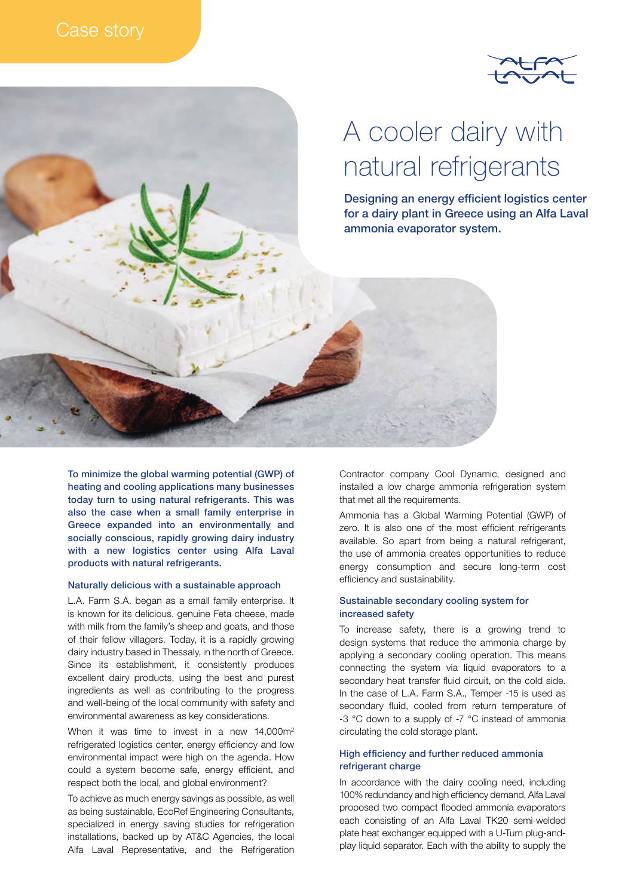Case story

# A cooler dairy with natural refrigerants

**Designing an energy efficient logistics center for a dairy plant in Greece using an Alfa Laval ammonia evaporator system.**

**To minimize the global warming potential (GWP) of heating and cooling applications many businesses today turn to using natural refrigerants. This was also the case when a small family enterprise in Greece expanded into an environmentally and socially conscious, rapidly growing dairy industry with a new logistics center using Alfa Laval products with natural refrigerants.**

## Naturally delicious with a sustainable approach

L.A. Farm S.A. began as a small family enterprise. It is known for its delicious, genuine Feta cheese, made with milk from the family's sheep and goats, and those of their fellow villagers. Today, it is a rapidly growing dairy industry based in Thessaly, in the north of Greece. Since its establishment, it consistently produces excellent dairy products, using the best and purest ingredients as well as contributing to the progress and well-being of the local community with safety and environmental awareness as key considerations.

When it was time to invest in a new 14,000m$^2$ refrigerated logistics center, energy efficiency and low environmental impact were high on the agenda. How could a system become safe, energy efficient, and respect both the local, and global environment?

To achieve as much energy savings as possible, as well as being sustainable, EcoRef Engineering Consultants, specialized in energy saving studies for refrigeration installations, backed up by AT&C Agencies, the local Alfa Laval Representative, and the Refrigeration Contractor company Cool Dynamic, designed and installed a low charge ammonia refrigeration system that met all the requirements.

Ammonia has a Global Warming Potential (GWP) of zero. It is also one of the most efficient refrigerants available. So apart from being a natural refrigerant, the use of ammonia creates opportunities to reduce energy consumption and secure long-term cost efficiency and sustainability.

## Sustainable secondary cooling system for increased safety

To increase safety, there is a growing trend to design systems that reduce the ammonia charge by applying a secondary cooling operation. This means connecting the system via liquid evaporators to a secondary heat transfer fluid circuit, on the cold side. In the case of L.A. Farm S.A., Temper -15 is used as secondary fluid, cooled from return temperature of -3 °C down to a supply of -7 °C instead of ammonia circulating the cold storage plant.

## High efficiency and further reduced ammonia refrigerant charge

In accordance with the dairy cooling need, including 100% redundancy and high efficiency demand, Alfa Laval proposed two compact flooded ammonia evaporators each consisting of an Alfa Laval TK20 semi-welded plate heat exchanger equipped with a U-Turn plug-and-play liquid separator. Each with the ability to supply the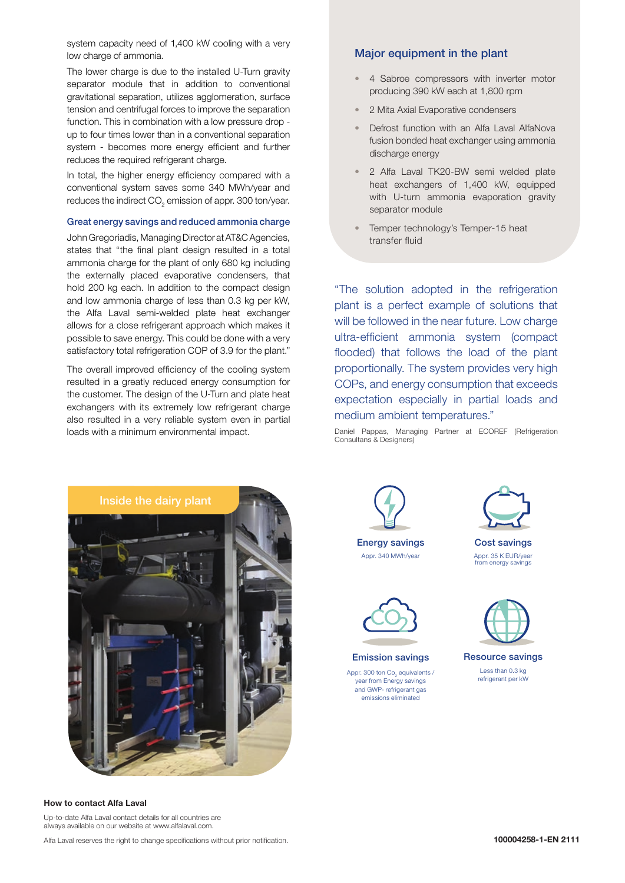system capacity need of 1,400 kW cooling with a very low charge of ammonia.

The lower charge is due to the installed U-Turn gravity separator module that in addition to conventional gravitational separation, utilizes agglomeration, surface tension and centrifugal forces to improve the separation function. This in combination with a low pressure drop - up to four times lower than in a conventional separation system - becomes more energy efficient and further reduces the required refrigerant charge.

In total, the higher energy efficiency compared with a conventional system saves some 340 MWh/year and reduces the indirect $CO_2$ emission of appr. 300 ton/year.

### Great energy savings and reduced ammonia charge

John Gregoriadis, Managing Director at AT&C Agencies, states that "the final plant design resulted in a total ammonia charge for the plant of only 680 kg including the externally placed evaporative condensers, that hold 200 kg each. In addition to the compact design and low ammonia charge of less than 0.3 kg per kW, the Alfa Laval semi-welded plate heat exchanger allows for a close refrigerant approach which makes it possible to save energy. This could be done with a very satisfactory total refrigeration COP of 3.9 for the plant."

The overall improved efficiency of the cooling system resulted in a greatly reduced energy consumption for the customer. The design of the U-Turn and plate heat exchangers with its extremely low refrigerant charge also resulted in a very reliable system even in partial loads with a minimum environmental impact.

### Major equipment in the plant

- 4 Sabroe compressors with inverter motor producing 390 kW each at 1,800 rpm
- 2 Mita Axial Evaporative condensers
- Defrost function with an Alfa Laval AlfaNova fusion bonded heat exchanger using ammonia discharge energy
- 2 Alfa Laval TK20-BW semi welded plate heat exchangers of 1,400 kW, equipped with U-turn ammonia evaporation gravity separator module
- Temper technology's Temper-15 heat transfer fluid

"The solution adopted in the refrigeration plant is a perfect example of solutions that will be followed in the near future. Low charge ultra-efficient ammonia system (compact flooded) that follows the load of the plant proportionally. The system provides very high COPs, and energy consumption that exceeds expectation especially in partial loads and medium ambient temperatures."

Daniel Pappas, Managing Partner at ECOREF (Refrigeration Consultans & Designers)

Inside the dairy plant

**Energy savings**
Appr. 340 MWh/year

**Cost savings**
Appr. 35 K EUR/year from energy savings

**Emission savings**
Appr. 300 ton $Co_2$ equivalents / year from Energy savings and GWP- refrigerant gas emissions eliminated

**Resource savings**
Less than 0.3 kg refrigerant per kW

**How to contact Alfa Laval**

Up-to-date Alfa Laval contact details for all countries are always available on our website at www.alfalaval.com.

Alfa Laval reserves the right to change specifications without prior notification.

**100004258-1-EN 2111**